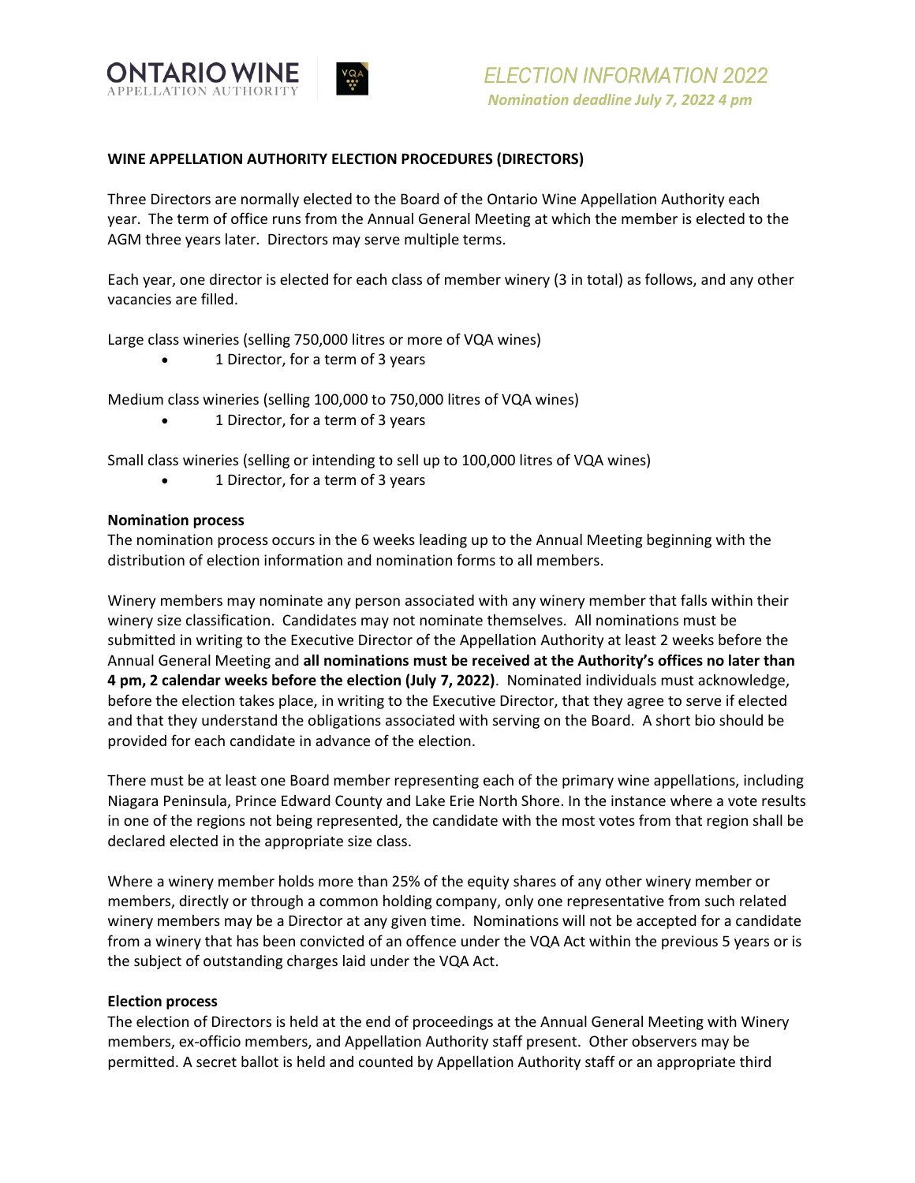ONTARIO WINE
APPELLATION AUTHORITY

*ELECTION INFORMATION 2022*
***Nomination deadline July 7, 2022 4 pm***

## WINE APPELLATION AUTHORITY ELECTION PROCEDURES (DIRECTORS)

Three Directors are normally elected to the Board of the Ontario Wine Appellation Authority each year. The term of office runs from the Annual General Meeting at which the member is elected to the AGM three years later. Directors may serve multiple terms.

Each year, one director is elected for each class of member winery (3 in total) as follows, and any other vacancies are filled.

Large class wineries (selling 750,000 litres or more of VQA wines)

- 1 Director, for a term of 3 years

Medium class wineries (selling 100,000 to 750,000 litres of VQA wines)

- 1 Director, for a term of 3 years

Small class wineries (selling or intending to sell up to 100,000 litres of VQA wines)

- 1 Director, for a term of 3 years

**Nomination process**

The nomination process occurs in the 6 weeks leading up to the Annual Meeting beginning with the distribution of election information and nomination forms to all members.

Winery members may nominate any person associated with any winery member that falls within their winery size classification. Candidates may not nominate themselves. All nominations must be submitted in writing to the Executive Director of the Appellation Authority at least 2 weeks before the Annual General Meeting and **all nominations must be received at the Authority's offices no later than 4 pm, 2 calendar weeks before the election (July 7, 2022)**. Nominated individuals must acknowledge, before the election takes place, in writing to the Executive Director, that they agree to serve if elected and that they understand the obligations associated with serving on the Board. A short bio should be provided for each candidate in advance of the election.

There must be at least one Board member representing each of the primary wine appellations, including Niagara Peninsula, Prince Edward County and Lake Erie North Shore. In the instance where a vote results in one of the regions not being represented, the candidate with the most votes from that region shall be declared elected in the appropriate size class.

Where a winery member holds more than 25% of the equity shares of any other winery member or members, directly or through a common holding company, only one representative from such related winery members may be a Director at any given time. Nominations will not be accepted for a candidate from a winery that has been convicted of an offence under the VQA Act within the previous 5 years or is the subject of outstanding charges laid under the VQA Act.

**Election process**

The election of Directors is held at the end of proceedings at the Annual General Meeting with Winery members, ex-officio members, and Appellation Authority staff present. Other observers may be permitted. A secret ballot is held and counted by Appellation Authority staff or an appropriate third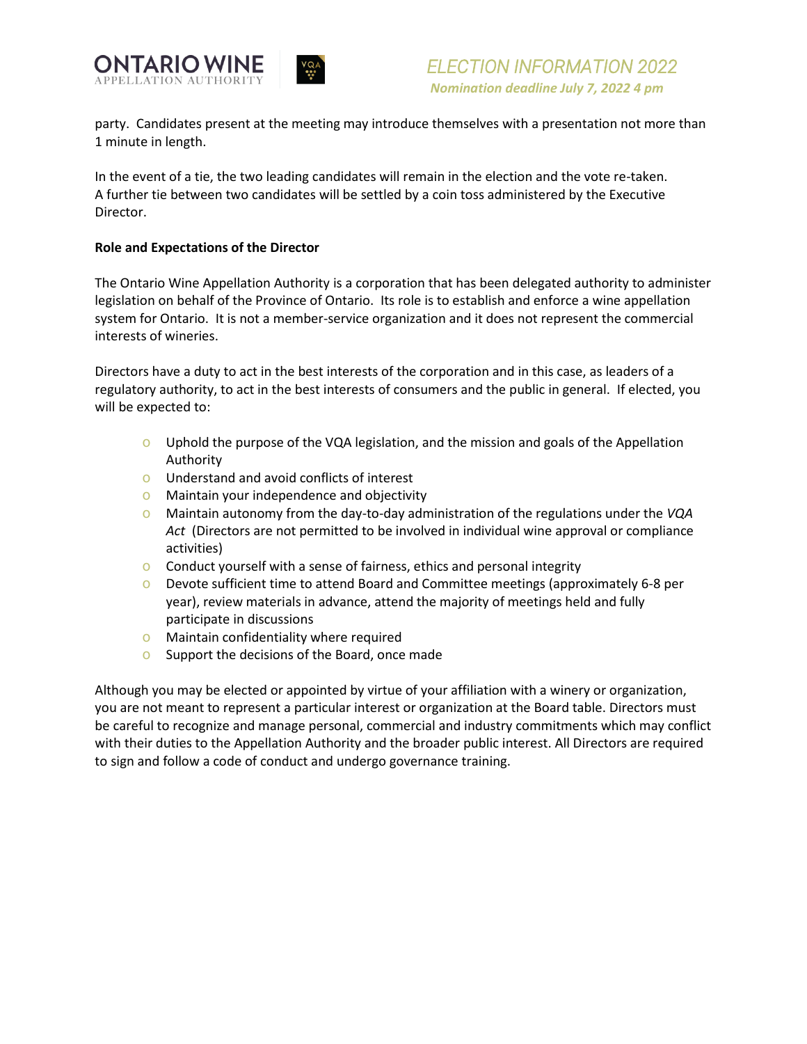party. Candidates present at the meeting may introduce themselves with a presentation not more than 1 minute in length.

In the event of a tie, the two leading candidates will remain in the election and the vote re-taken. A further tie between two candidates will be settled by a coin toss administered by the Executive Director.

**Role and Expectations of the Director**

The Ontario Wine Appellation Authority is a corporation that has been delegated authority to administer legislation on behalf of the Province of Ontario. Its role is to establish and enforce a wine appellation system for Ontario. It is not a member-service organization and it does not represent the commercial interests of wineries.

Directors have a duty to act in the best interests of the corporation and in this case, as leaders of a regulatory authority, to act in the best interests of consumers and the public in general. If elected, you will be expected to:

- Uphold the purpose of the VQA legislation, and the mission and goals of the Appellation Authority
- Understand and avoid conflicts of interest
- Maintain your independence and objectivity
- Maintain autonomy from the day-to-day administration of the regulations under the *VQA Act* (Directors are not permitted to be involved in individual wine approval or compliance activities)
- Conduct yourself with a sense of fairness, ethics and personal integrity
- Devote sufficient time to attend Board and Committee meetings (approximately 6-8 per year), review materials in advance, attend the majority of meetings held and fully participate in discussions
- Maintain confidentiality where required
- Support the decisions of the Board, once made

Although you may be elected or appointed by virtue of your affiliation with a winery or organization, you are not meant to represent a particular interest or organization at the Board table. Directors must be careful to recognize and manage personal, commercial and industry commitments which may conflict with their duties to the Appellation Authority and the broader public interest. All Directors are required to sign and follow a code of conduct and undergo governance training.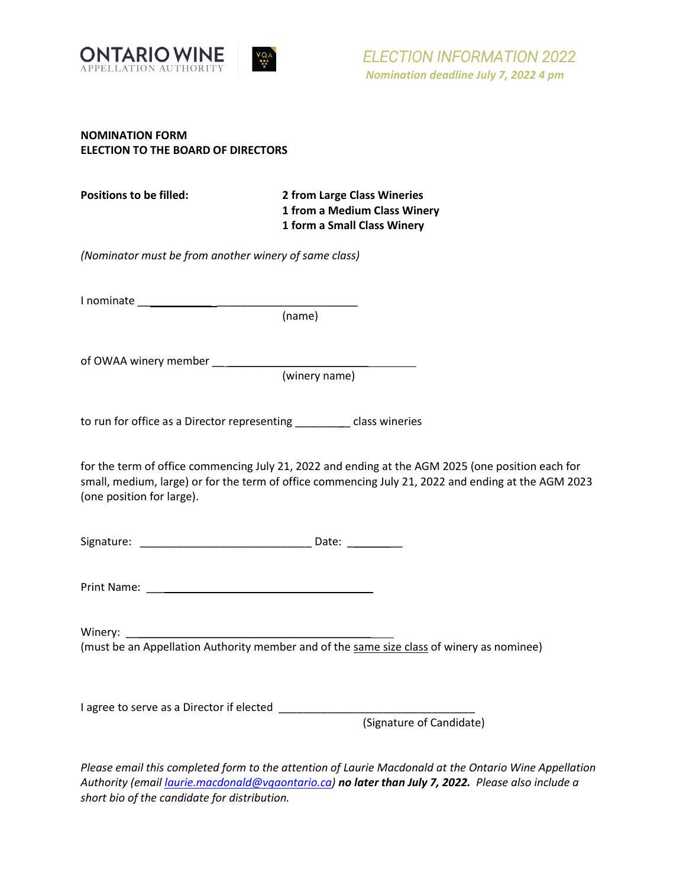ONTARIO WINE
APPELLATION AUTHORITY

*ELECTION INFORMATION 2022*
***Nomination deadline July 7, 2022 4 pm***

**NOMINATION FORM**
**ELECTION TO THE BOARD OF DIRECTORS**

**Positions to be filled:** **2 from Large Class Wineries**
**1 from a Medium Class Winery**
**1 form a Small Class Winery**

*(Nominator must be from another winery of same class)*

I nominate ___________________________________
(name)

of OWAA winery member ___________________________________
(winery name)

to run for office as a Director representing _________ class wineries

for the term of office commencing July 21, 2022 and ending at the AGM 2025 (one position each for small, medium, large) or for the term of office commencing July 21, 2022 and ending at the AGM 2023 (one position for large).

Signature: ____________________________ Date: _________

Print Name: ___________________________________

Winery: ___________________________________________
(must be an Appellation Authority member and of the same size class of winery as nominee)

I agree to serve as a Director if elected ________________________________
(Signature of Candidate)

*Please email this completed form to the attention of Laurie Macdonald at the Ontario Wine Appellation Authority (email laurie.macdonald@vqaontario.ca)* ***no later than July 7, 2022.*** *Please also include a short bio of the candidate for distribution.*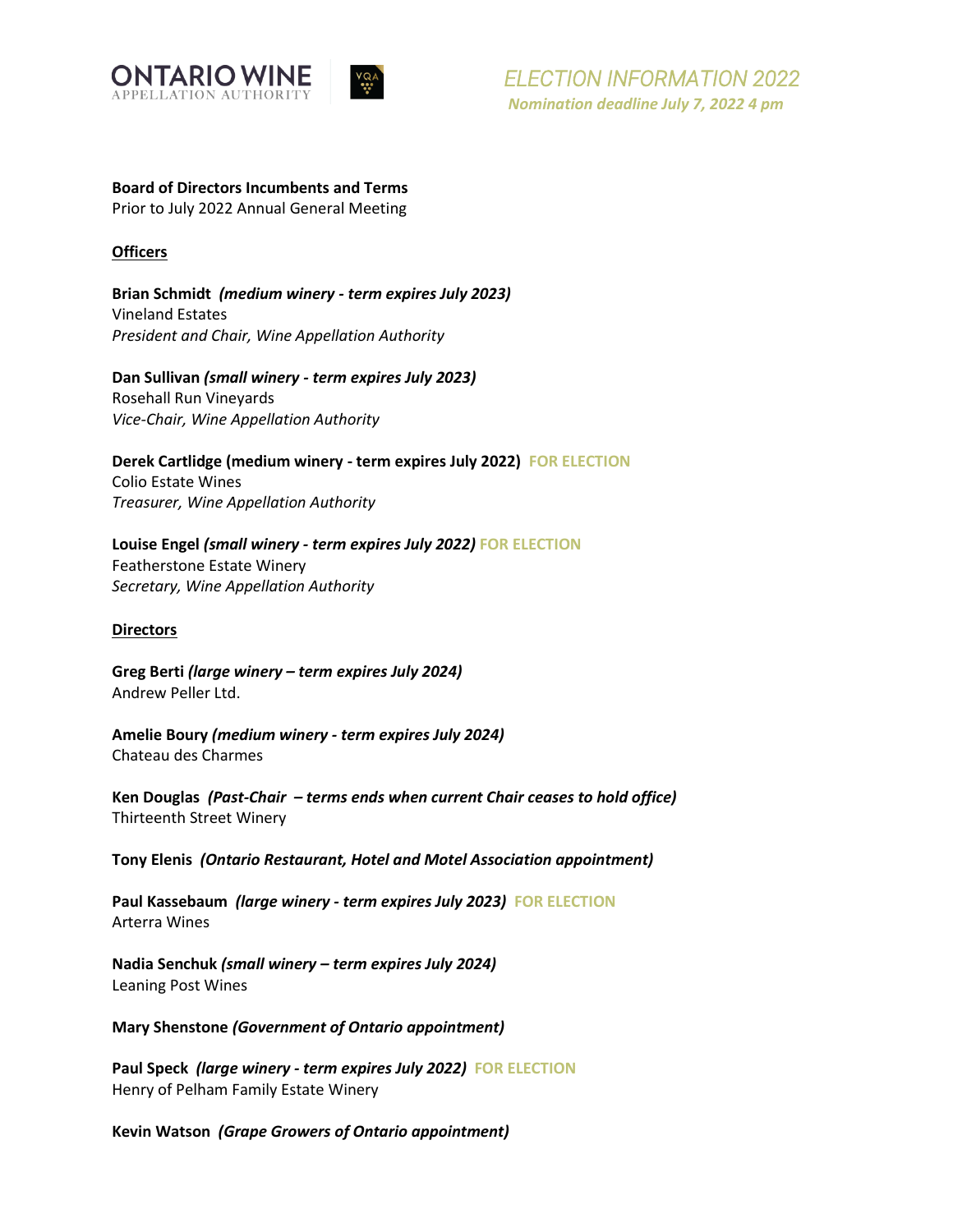ONTARIO WINE
APPELLATION AUTHORITY

*ELECTION INFORMATION 2022*
***Nomination deadline July 7, 2022 4 pm***

**Board of Directors Incumbents and Terms**
Prior to July 2022 Annual General Meeting

**Officers**

**Brian Schmidt** ***(medium winery - term expires July 2023)***
Vineland Estates
*President and Chair, Wine Appellation Authority*

**Dan Sullivan** ***(small winery - term expires July 2023)***
Rosehall Run Vineyards
*Vice-Chair, Wine Appellation Authority*

**Derek Cartlidge (medium winery - term expires July 2022)** **FOR ELECTION**
Colio Estate Wines
*Treasurer, Wine Appellation Authority*

**Louise Engel** ***(small winery - term expires July 2022)*** **FOR ELECTION**
Featherstone Estate Winery
*Secretary, Wine Appellation Authority*

**Directors**

**Greg Berti** ***(large winery – term expires July 2024)***
Andrew Peller Ltd.

**Amelie Boury** ***(medium winery - term expires July 2024)***
Chateau des Charmes

**Ken Douglas** ***(Past-Chair – terms ends when current Chair ceases to hold office)***
Thirteenth Street Winery

**Tony Elenis** ***(Ontario Restaurant, Hotel and Motel Association appointment)***

**Paul Kassebaum** ***(large winery - term expires July 2023)*** **FOR ELECTION**
Arterra Wines

**Nadia Senchuk** ***(small winery – term expires July 2024)***
Leaning Post Wines

**Mary Shenstone** ***(Government of Ontario appointment)***

**Paul Speck** ***(large winery - term expires July 2022)*** **FOR ELECTION**
Henry of Pelham Family Estate Winery

**Kevin Watson** ***(Grape Growers of Ontario appointment)***